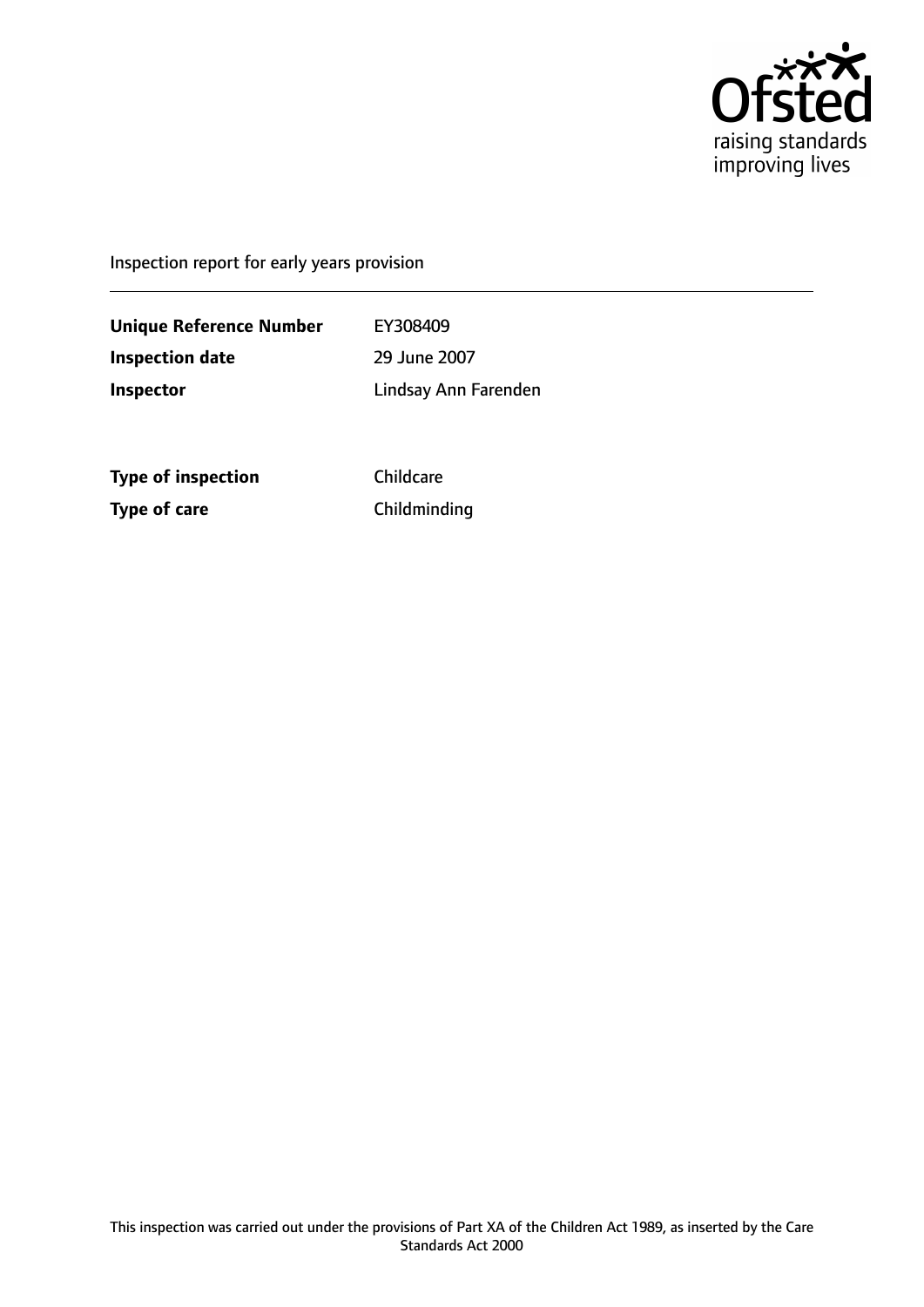Ofsted
raising standards
improving lives

Inspection report for early years provision

| | |
|---|---|
| **Unique Reference Number** | EY308409 |
| **Inspection date** | 29 June 2007 |
| **Inspector** | Lindsay Ann Farenden |

| | |
|---|---|
| **Type of inspection** | Childcare |
| **Type of care** | Childminding |

This inspection was carried out under the provisions of Part XA of the Children Act 1989, as inserted by the Care Standards Act 2000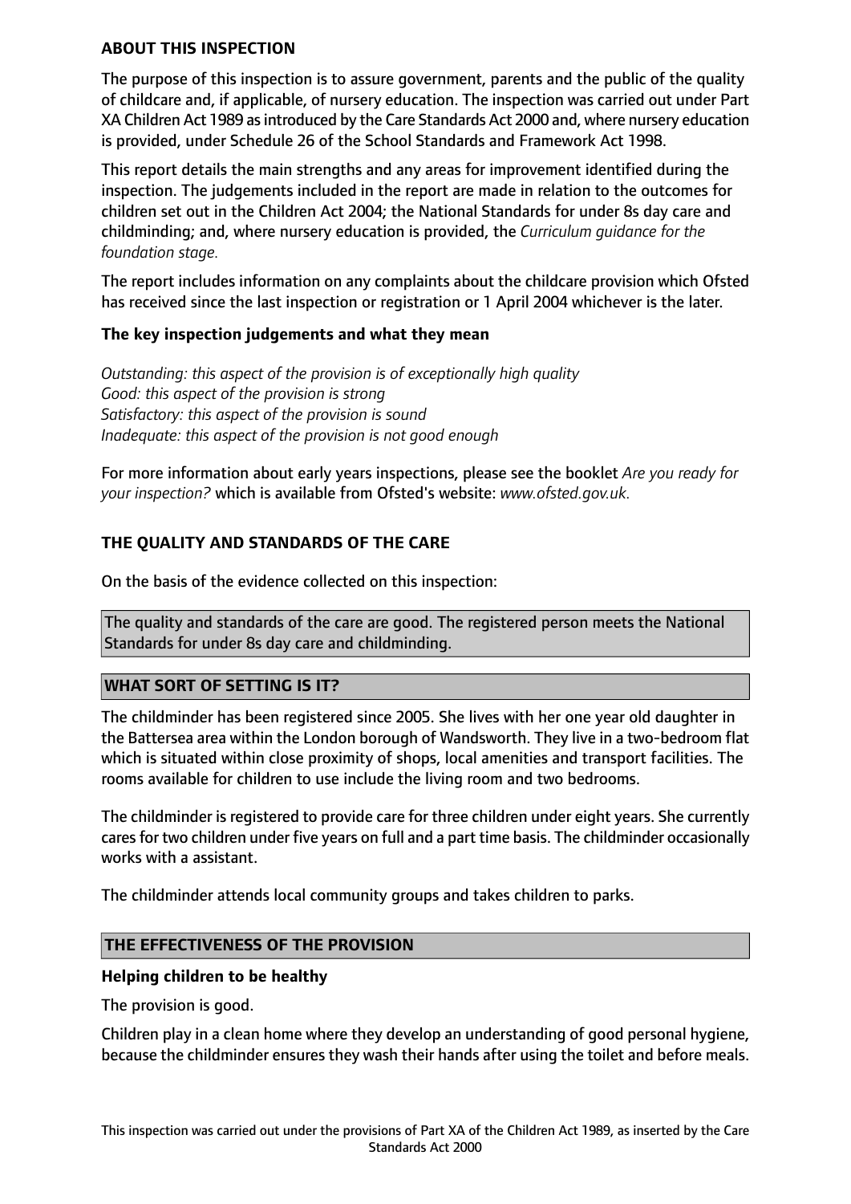## ABOUT THIS INSPECTION

The purpose of this inspection is to assure government, parents and the public of the quality of childcare and, if applicable, of nursery education. The inspection was carried out under Part XA Children Act 1989 as introduced by the Care Standards Act 2000 and, where nursery education is provided, under Schedule 26 of the School Standards and Framework Act 1998.

This report details the main strengths and any areas for improvement identified during the inspection. The judgements included in the report are made in relation to the outcomes for children set out in the Children Act 2004; the National Standards for under 8s day care and childminding; and, where nursery education is provided, the *Curriculum guidance for the foundation stage.*

The report includes information on any complaints about the childcare provision which Ofsted has received since the last inspection or registration or 1 April 2004 whichever is the later.

### The key inspection judgements and what they mean

*Outstanding: this aspect of the provision is of exceptionally high quality*
*Good: this aspect of the provision is strong*
*Satisfactory: this aspect of the provision is sound*
*Inadequate: this aspect of the provision is not good enough*

For more information about early years inspections, please see the booklet *Are you ready for your inspection?* which is available from Ofsted's website: *www.ofsted.gov.uk.*

## THE QUALITY AND STANDARDS OF THE CARE

On the basis of the evidence collected on this inspection:

The quality and standards of the care are good. The registered person meets the National Standards for under 8s day care and childminding.

## WHAT SORT OF SETTING IS IT?

The childminder has been registered since 2005. She lives with her one year old daughter in the Battersea area within the London borough of Wandsworth. They live in a two-bedroom flat which is situated within close proximity of shops, local amenities and transport facilities. The rooms available for children to use include the living room and two bedrooms.

The childminder is registered to provide care for three children under eight years. She currently cares for two children under five years on full and a part time basis. The childminder occasionally works with a assistant.

The childminder attends local community groups and takes children to parks.

## THE EFFECTIVENESS OF THE PROVISION

### Helping children to be healthy

The provision is good.

Children play in a clean home where they develop an understanding of good personal hygiene, because the childminder ensures they wash their hands after using the toilet and before meals.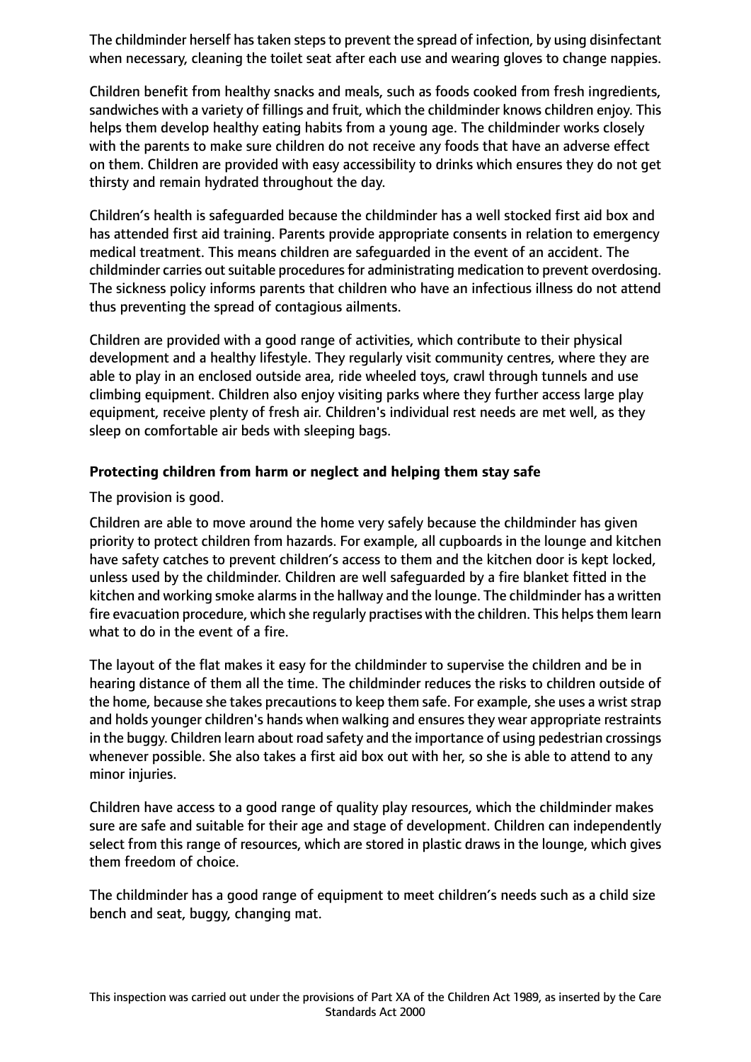The childminder herself has taken steps to prevent the spread of infection, by using disinfectant when necessary, cleaning the toilet seat after each use and wearing gloves to change nappies.

Children benefit from healthy snacks and meals, such as foods cooked from fresh ingredients, sandwiches with a variety of fillings and fruit, which the childminder knows children enjoy. This helps them develop healthy eating habits from a young age. The childminder works closely with the parents to make sure children do not receive any foods that have an adverse effect on them. Children are provided with easy accessibility to drinks which ensures they do not get thirsty and remain hydrated throughout the day.

Children's health is safeguarded because the childminder has a well stocked first aid box and has attended first aid training. Parents provide appropriate consents in relation to emergency medical treatment. This means children are safeguarded in the event of an accident. The childminder carries out suitable procedures for administrating medication to prevent overdosing. The sickness policy informs parents that children who have an infectious illness do not attend thus preventing the spread of contagious ailments.

Children are provided with a good range of activities, which contribute to their physical development and a healthy lifestyle. They regularly visit community centres, where they are able to play in an enclosed outside area, ride wheeled toys, crawl through tunnels and use climbing equipment. Children also enjoy visiting parks where they further access large play equipment, receive plenty of fresh air. Children's individual rest needs are met well, as they sleep on comfortable air beds with sleeping bags.

**Protecting children from harm or neglect and helping them stay safe**

The provision is good.

Children are able to move around the home very safely because the childminder has given priority to protect children from hazards. For example, all cupboards in the lounge and kitchen have safety catches to prevent children's access to them and the kitchen door is kept locked, unless used by the childminder. Children are well safeguarded by a fire blanket fitted in the kitchen and working smoke alarms in the hallway and the lounge. The childminder has a written fire evacuation procedure, which she regularly practises with the children. This helps them learn what to do in the event of a fire.

The layout of the flat makes it easy for the childminder to supervise the children and be in hearing distance of them all the time. The childminder reduces the risks to children outside of the home, because she takes precautions to keep them safe. For example, she uses a wrist strap and holds younger children's hands when walking and ensures they wear appropriate restraints in the buggy. Children learn about road safety and the importance of using pedestrian crossings whenever possible. She also takes a first aid box out with her, so she is able to attend to any minor injuries.

Children have access to a good range of quality play resources, which the childminder makes sure are safe and suitable for their age and stage of development. Children can independently select from this range of resources, which are stored in plastic draws in the lounge, which gives them freedom of choice.

The childminder has a good range of equipment to meet children's needs such as a child size bench and seat, buggy, changing mat.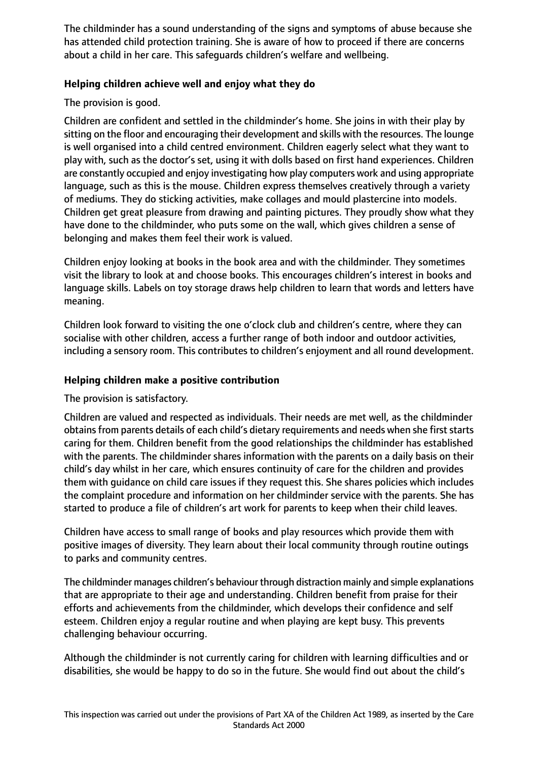The childminder has a sound understanding of the signs and symptoms of abuse because she has attended child protection training. She is aware of how to proceed if there are concerns about a child in her care. This safeguards children's welfare and wellbeing.

**Helping children achieve well and enjoy what they do**

The provision is good.

Children are confident and settled in the childminder's home. She joins in with their play by sitting on the floor and encouraging their development and skills with the resources. The lounge is well organised into a child centred environment. Children eagerly select what they want to play with, such as the doctor's set, using it with dolls based on first hand experiences. Children are constantly occupied and enjoy investigating how play computers work and using appropriate language, such as this is the mouse. Children express themselves creatively through a variety of mediums. They do sticking activities, make collages and mould plastercine into models. Children get great pleasure from drawing and painting pictures. They proudly show what they have done to the childminder, who puts some on the wall, which gives children a sense of belonging and makes them feel their work is valued.

Children enjoy looking at books in the book area and with the childminder. They sometimes visit the library to look at and choose books. This encourages children's interest in books and language skills. Labels on toy storage draws help children to learn that words and letters have meaning.

Children look forward to visiting the one o'clock club and children's centre, where they can socialise with other children, access a further range of both indoor and outdoor activities, including a sensory room. This contributes to children's enjoyment and all round development.

**Helping children make a positive contribution**

The provision is satisfactory.

Children are valued and respected as individuals. Their needs are met well, as the childminder obtains from parents details of each child's dietary requirements and needs when she first starts caring for them. Children benefit from the good relationships the childminder has established with the parents. The childminder shares information with the parents on a daily basis on their child's day whilst in her care, which ensures continuity of care for the children and provides them with guidance on child care issues if they request this. She shares policies which includes the complaint procedure and information on her childminder service with the parents. She has started to produce a file of children's art work for parents to keep when their child leaves.

Children have access to small range of books and play resources which provide them with positive images of diversity. They learn about their local community through routine outings to parks and community centres.

The childminder manages children's behaviour through distraction mainly and simple explanations that are appropriate to their age and understanding. Children benefit from praise for their efforts and achievements from the childminder, which develops their confidence and self esteem. Children enjoy a regular routine and when playing are kept busy. This prevents challenging behaviour occurring.

Although the childminder is not currently caring for children with learning difficulties and or disabilities, she would be happy to do so in the future. She would find out about the child's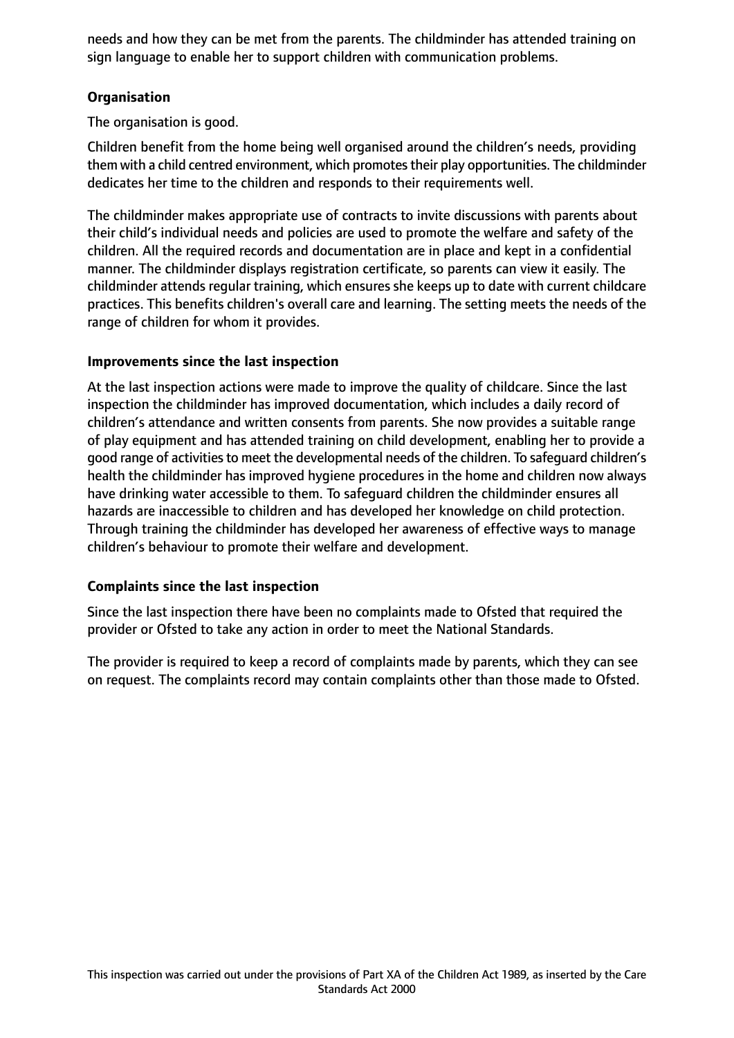needs and how they can be met from the parents. The childminder has attended training on sign language to enable her to support children with communication problems.

**Organisation**

The organisation is good.

Children benefit from the home being well organised around the children's needs, providing them with a child centred environment, which promotes their play opportunities. The childminder dedicates her time to the children and responds to their requirements well.

The childminder makes appropriate use of contracts to invite discussions with parents about their child's individual needs and policies are used to promote the welfare and safety of the children. All the required records and documentation are in place and kept in a confidential manner. The childminder displays registration certificate, so parents can view it easily. The childminder attends regular training, which ensures she keeps up to date with current childcare practices. This benefits children's overall care and learning. The setting meets the needs of the range of children for whom it provides.

**Improvements since the last inspection**

At the last inspection actions were made to improve the quality of childcare. Since the last inspection the childminder has improved documentation, which includes a daily record of children's attendance and written consents from parents. She now provides a suitable range of play equipment and has attended training on child development, enabling her to provide a good range of activities to meet the developmental needs of the children. To safeguard children's health the childminder has improved hygiene procedures in the home and children now always have drinking water accessible to them. To safeguard children the childminder ensures all hazards are inaccessible to children and has developed her knowledge on child protection. Through training the childminder has developed her awareness of effective ways to manage children's behaviour to promote their welfare and development.

**Complaints since the last inspection**

Since the last inspection there have been no complaints made to Ofsted that required the provider or Ofsted to take any action in order to meet the National Standards.

The provider is required to keep a record of complaints made by parents, which they can see on request. The complaints record may contain complaints other than those made to Ofsted.

This inspection was carried out under the provisions of Part XA of the Children Act 1989, as inserted by the Care Standards Act 2000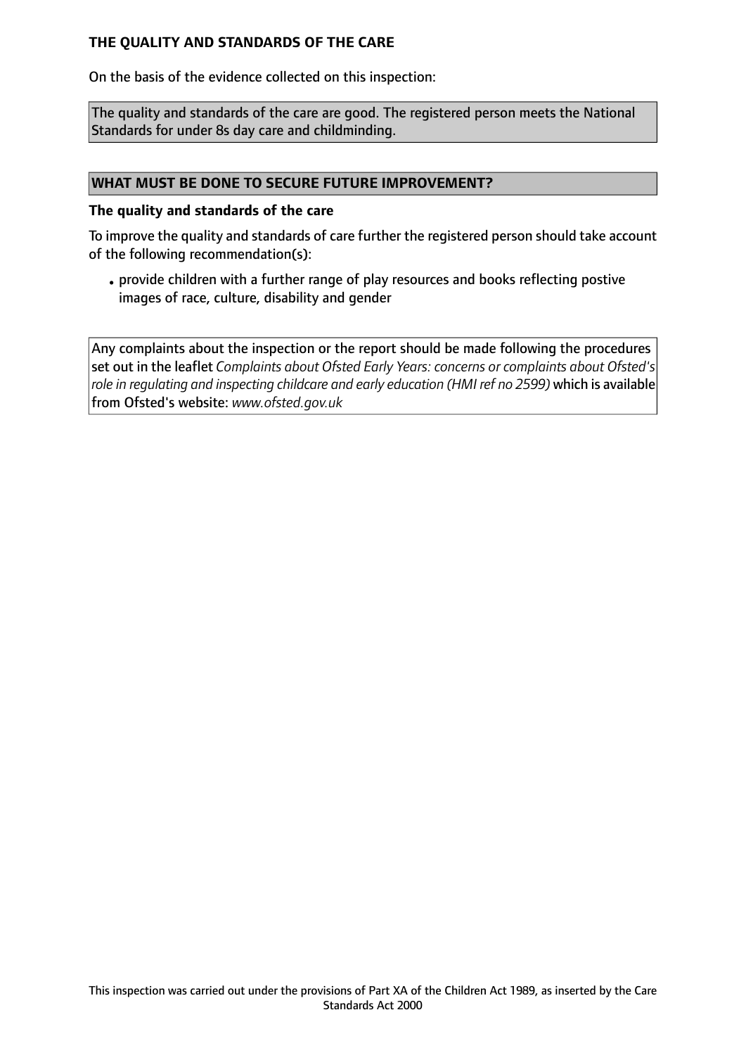## THE QUALITY AND STANDARDS OF THE CARE

On the basis of the evidence collected on this inspection:

The quality and standards of the care are good. The registered person meets the National Standards for under 8s day care and childminding.

## WHAT MUST BE DONE TO SECURE FUTURE IMPROVEMENT?

### The quality and standards of the care

To improve the quality and standards of care further the registered person should take account of the following recommendation(s):

- provide children with a further range of play resources and books reflecting postive images of race, culture, disability and gender

Any complaints about the inspection or the report should be made following the procedures set out in the leaflet *Complaints about Ofsted Early Years: concerns or complaints about Ofsted's role in regulating and inspecting childcare and early education (HMI ref no 2599)* which is available from Ofsted's website: *www.ofsted.gov.uk*

This inspection was carried out under the provisions of Part XA of the Children Act 1989, as inserted by the Care Standards Act 2000